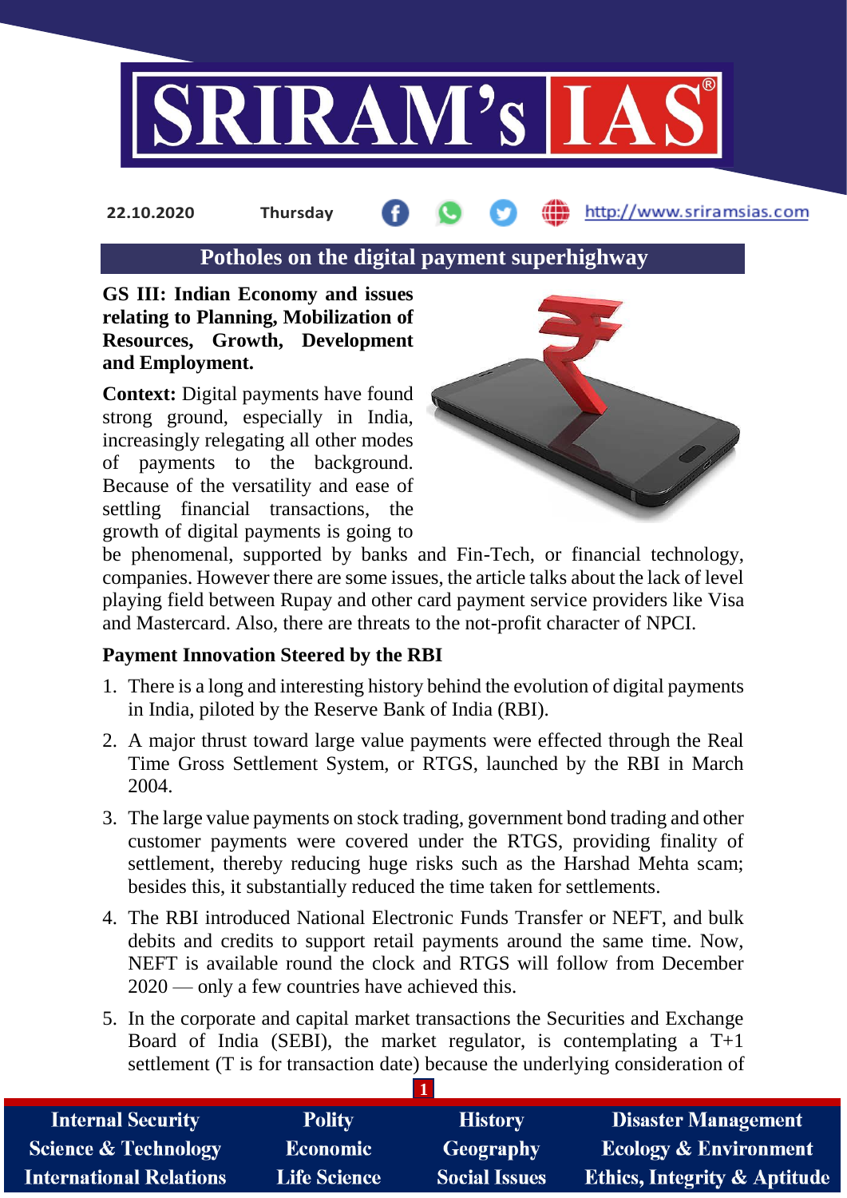22.10.2020 Thursday http://www.sriramsias.com

# Potholes on the digital payment superhighway

**GS III: Indian Economy and issues relating to Planning, Mobilization of Resources, Growth, Development and Employment.**

**Context:** Digital payments have found strong ground, especially in India, increasingly relegating all other modes of payments to the background. Because of the versatility and ease of settling financial transactions, the growth of digital payments is going to be phenomenal, supported by banks and Fin-Tech, or financial technology, companies. However there are some issues, the article talks about the lack of level playing field between Rupay and other card payment service providers like Visa and Mastercard. Also, there are threats to the not-profit character of NPCI.

**Payment Innovation Steered by the RBI**

1. There is a long and interesting history behind the evolution of digital payments in India, piloted by the Reserve Bank of India (RBI).
2. A major thrust toward large value payments were effected through the Real Time Gross Settlement System, or RTGS, launched by the RBI in March 2004.
3. The large value payments on stock trading, government bond trading and other customer payments were covered under the RTGS, providing finality of settlement, thereby reducing huge risks such as the Harshad Mehta scam; besides this, it substantially reduced the time taken for settlements.
4. The RBI introduced National Electronic Funds Transfer or NEFT, and bulk debits and credits to support retail payments around the same time. Now, NEFT is available round the clock and RTGS will follow from December 2020 — only a few countries have achieved this.
5. In the corporate and capital market transactions the Securities and Exchange Board of India (SEBI), the market regulator, is contemplating a T+1 settlement (T is for transaction date) because the underlying consideration of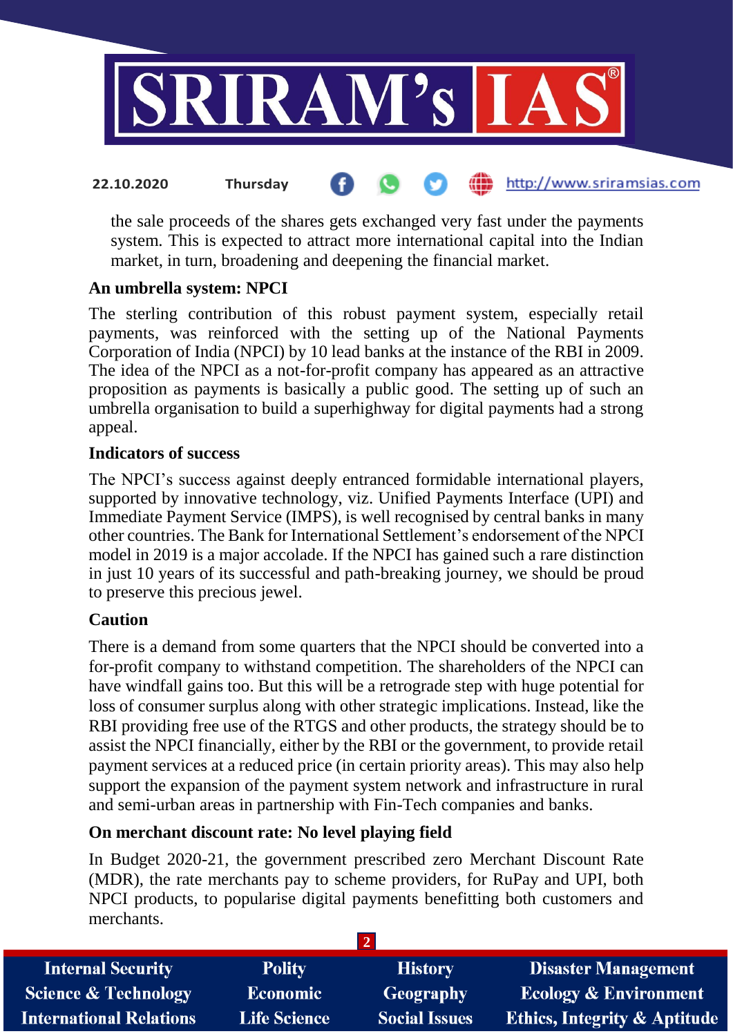the sale proceeds of the shares gets exchanged very fast under the payments system. This is expected to attract more international capital into the Indian market, in turn, broadening and deepening the financial market.

**An umbrella system: NPCI**

The sterling contribution of this robust payment system, especially retail payments, was reinforced with the setting up of the National Payments Corporation of India (NPCI) by 10 lead banks at the instance of the RBI in 2009. The idea of the NPCI as a not-for-profit company has appeared as an attractive proposition as payments is basically a public good. The setting up of such an umbrella organisation to build a superhighway for digital payments had a strong appeal.

**Indicators of success**

The NPCI's success against deeply entranced formidable international players, supported by innovative technology, viz. Unified Payments Interface (UPI) and Immediate Payment Service (IMPS), is well recognised by central banks in many other countries. The Bank for International Settlement's endorsement of the NPCI model in 2019 is a major accolade. If the NPCI has gained such a rare distinction in just 10 years of its successful and path-breaking journey, we should be proud to preserve this precious jewel.

**Caution**

There is a demand from some quarters that the NPCI should be converted into a for-profit company to withstand competition. The shareholders of the NPCI can have windfall gains too. But this will be a retrograde step with huge potential for loss of consumer surplus along with other strategic implications. Instead, like the RBI providing free use of the RTGS and other products, the strategy should be to assist the NPCI financially, either by the RBI or the government, to provide retail payment services at a reduced price (in certain priority areas). This may also help support the expansion of the payment system network and infrastructure in rural and semi-urban areas in partnership with Fin-Tech companies and banks.

**On merchant discount rate: No level playing field**

In Budget 2020-21, the government prescribed zero Merchant Discount Rate (MDR), the rate merchants pay to scheme providers, for RuPay and UPI, both NPCI products, to popularise digital payments benefitting both customers and merchants.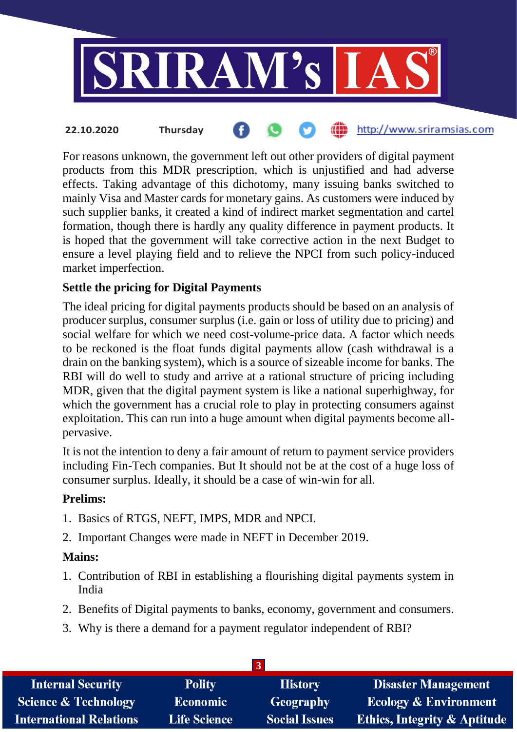For reasons unknown, the government left out other providers of digital payment products from this MDR prescription, which is unjustified and had adverse effects. Taking advantage of this dichotomy, many issuing banks switched to mainly Visa and Master cards for monetary gains. As customers were induced by such supplier banks, it created a kind of indirect market segmentation and cartel formation, though there is hardly any quality difference in payment products. It is hoped that the government will take corrective action in the next Budget to ensure a level playing field and to relieve the NPCI from such policy-induced market imperfection.

**Settle the pricing for Digital Payments**

The ideal pricing for digital payments products should be based on an analysis of producer surplus, consumer surplus (i.e. gain or loss of utility due to pricing) and social welfare for which we need cost-volume-price data. A factor which needs to be reckoned is the float funds digital payments allow (cash withdrawal is a drain on the banking system), which is a source of sizeable income for banks. The RBI will do well to study and arrive at a rational structure of pricing including MDR, given that the digital payment system is like a national superhighway, for which the government has a crucial role to play in protecting consumers against exploitation. This can run into a huge amount when digital payments become all-pervasive.

It is not the intention to deny a fair amount of return to payment service providers including Fin-Tech companies. But It should not be at the cost of a huge loss of consumer surplus. Ideally, it should be a case of win-win for all.

**Prelims:**

1. Basics of RTGS, NEFT, IMPS, MDR and NPCI.
2. Important Changes were made in NEFT in December 2019.

**Mains:**

1. Contribution of RBI in establishing a flourishing digital payments system in India
2. Benefits of Digital payments to banks, economy, government and consumers.
3. Why is there a demand for a payment regulator independent of RBI?